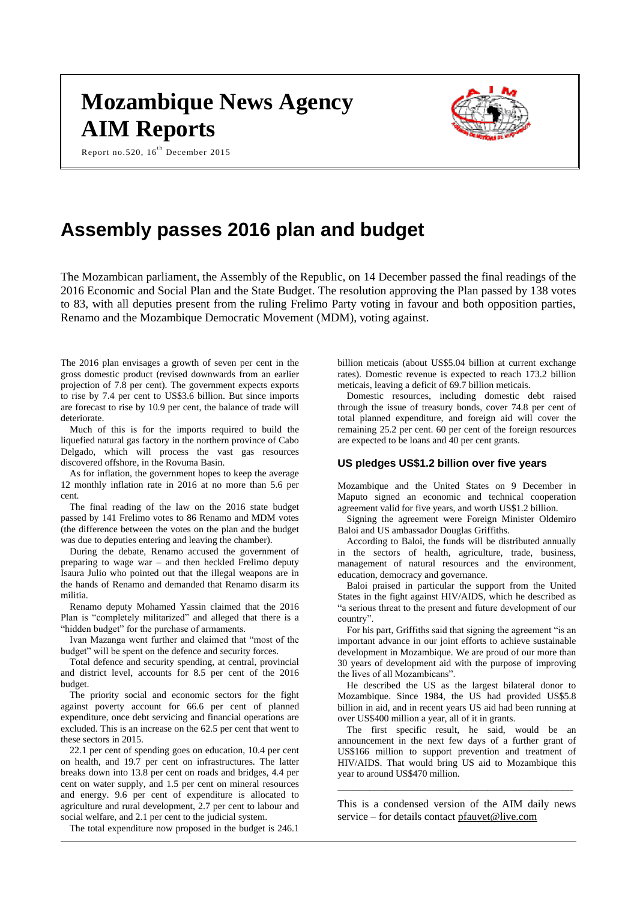# Mozambique News Agency
# AIM Reports

Report no.520, 16th December 2015

## Assembly passes 2016 plan and budget

The Mozambican parliament, the Assembly of the Republic, on 14 December passed the final readings of the 2016 Economic and Social Plan and the State Budget. The resolution approving the Plan passed by 138 votes to 83, with all deputies present from the ruling Frelimo Party voting in favour and both opposition parties, Renamo and the Mozambique Democratic Movement (MDM), voting against.

The 2016 plan envisages a growth of seven per cent in the gross domestic product (revised downwards from an earlier projection of 7.8 per cent). The government expects exports to rise by 7.4 per cent to US$3.6 billion. But since imports are forecast to rise by 10.9 per cent, the balance of trade will deteriorate.

Much of this is for the imports required to build the liquefied natural gas factory in the northern province of Cabo Delgado, which will process the vast gas resources discovered offshore, in the Rovuma Basin.

As for inflation, the government hopes to keep the average 12 monthly inflation rate in 2016 at no more than 5.6 per cent.

The final reading of the law on the 2016 state budget passed by 141 Frelimo votes to 86 Renamo and MDM votes (the difference between the votes on the plan and the budget was due to deputies entering and leaving the chamber).

During the debate, Renamo accused the government of preparing to wage war – and then heckled Frelimo deputy Isaura Julio who pointed out that the illegal weapons are in the hands of Renamo and demanded that Renamo disarm its militia.

Renamo deputy Mohamed Yassin claimed that the 2016 Plan is "completely militarized" and alleged that there is a "hidden budget" for the purchase of armaments.

Ivan Mazanga went further and claimed that "most of the budget" will be spent on the defence and security forces.

Total defence and security spending, at central, provincial and district level, accounts for 8.5 per cent of the 2016 budget.

The priority social and economic sectors for the fight against poverty account for 66.6 per cent of planned expenditure, once debt servicing and financial operations are excluded. This is an increase on the 62.5 per cent that went to these sectors in 2015.

22.1 per cent of spending goes on education, 10.4 per cent on health, and 19.7 per cent on infrastructures. The latter breaks down into 13.8 per cent on roads and bridges, 4.4 per cent on water supply, and 1.5 per cent on mineral resources and energy. 9.6 per cent of expenditure is allocated to agriculture and rural development, 2.7 per cent to labour and social welfare, and 2.1 per cent to the judicial system.

The total expenditure now proposed in the budget is 246.1 billion meticais (about US$5.04 billion at current exchange rates). Domestic revenue is expected to reach 173.2 billion meticais, leaving a deficit of 69.7 billion meticais.

Domestic resources, including domestic debt raised through the issue of treasury bonds, cover 74.8 per cent of total planned expenditure, and foreign aid will cover the remaining 25.2 per cent. 60 per cent of the foreign resources are expected to be loans and 40 per cent grants.

### US pledges US$1.2 billion over five years

Mozambique and the United States on 9 December in Maputo signed an economic and technical cooperation agreement valid for five years, and worth US$1.2 billion.

Signing the agreement were Foreign Minister Oldemiro Baloi and US ambassador Douglas Griffiths.

According to Baloi, the funds will be distributed annually in the sectors of health, agriculture, trade, business, management of natural resources and the environment, education, democracy and governance.

Baloi praised in particular the support from the United States in the fight against HIV/AIDS, which he described as "a serious threat to the present and future development of our country".

For his part, Griffiths said that signing the agreement "is an important advance in our joint efforts to achieve sustainable development in Mozambique. We are proud of our more than 30 years of development aid with the purpose of improving the lives of all Mozambicans".

He described the US as the largest bilateral donor to Mozambique. Since 1984, the US had provided US$5.8 billion in aid, and in recent years US aid had been running at over US$400 million a year, all of it in grants.

The first specific result, he said, would be an announcement in the next few days of a further grant of US$166 million to support prevention and treatment of HIV/AIDS. That would bring US aid to Mozambique this year to around US$470 million.

---

This is a condensed version of the AIM daily news service – for details contact pfauvet@live.com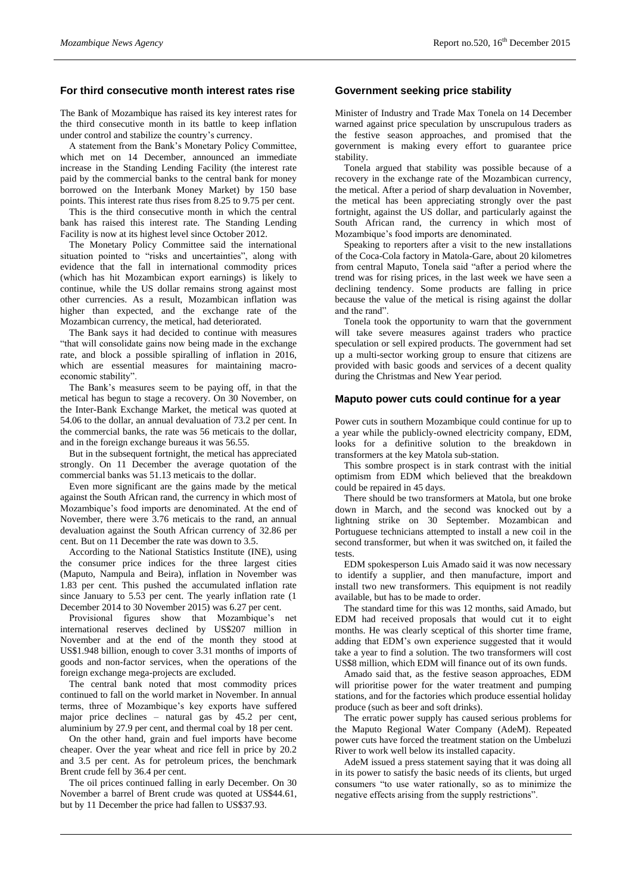## For third consecutive month interest rates rise

The Bank of Mozambique has raised its key interest rates for the third consecutive month in its battle to keep inflation under control and stabilize the country's currency.

A statement from the Bank's Monetary Policy Committee, which met on 14 December, announced an immediate increase in the Standing Lending Facility (the interest rate paid by the commercial banks to the central bank for money borrowed on the Interbank Money Market) by 150 base points. This interest rate thus rises from 8.25 to 9.75 per cent.

This is the third consecutive month in which the central bank has raised this interest rate. The Standing Lending Facility is now at its highest level since October 2012.

The Monetary Policy Committee said the international situation pointed to "risks and uncertainties", along with evidence that the fall in international commodity prices (which has hit Mozambican export earnings) is likely to continue, while the US dollar remains strong against most other currencies. As a result, Mozambican inflation was higher than expected, and the exchange rate of the Mozambican currency, the metical, had deteriorated.

The Bank says it had decided to continue with measures "that will consolidate gains now being made in the exchange rate, and block a possible spiralling of inflation in 2016, which are essential measures for maintaining macro-economic stability".

The Bank's measures seem to be paying off, in that the metical has begun to stage a recovery. On 30 November, on the Inter-Bank Exchange Market, the metical was quoted at 54.06 to the dollar, an annual devaluation of 73.2 per cent. In the commercial banks, the rate was 56 meticais to the dollar, and in the foreign exchange bureaus it was 56.55.

But in the subsequent fortnight, the metical has appreciated strongly. On 11 December the average quotation of the commercial banks was 51.13 meticais to the dollar.

Even more significant are the gains made by the metical against the South African rand, the currency in which most of Mozambique's food imports are denominated. At the end of November, there were 3.76 meticais to the rand, an annual devaluation against the South African currency of 32.86 per cent. But on 11 December the rate was down to 3.5.

According to the National Statistics Institute (INE), using the consumer price indices for the three largest cities (Maputo, Nampula and Beira), inflation in November was 1.83 per cent. This pushed the accumulated inflation rate since January to 5.53 per cent. The yearly inflation rate (1 December 2014 to 30 November 2015) was 6.27 per cent.

Provisional figures show that Mozambique's net international reserves declined by US$207 million in November and at the end of the month they stood at US$1.948 billion, enough to cover 3.31 months of imports of goods and non-factor services, when the operations of the foreign exchange mega-projects are excluded.

The central bank noted that most commodity prices continued to fall on the world market in November. In annual terms, three of Mozambique's key exports have suffered major price declines – natural gas by 45.2 per cent, aluminium by 27.9 per cent, and thermal coal by 18 per cent.

On the other hand, grain and fuel imports have become cheaper. Over the year wheat and rice fell in price by 20.2 and 3.5 per cent. As for petroleum prices, the benchmark Brent crude fell by 36.4 per cent.

The oil prices continued falling in early December. On 30 November a barrel of Brent crude was quoted at US$44.61, but by 11 December the price had fallen to US$37.93.

## Government seeking price stability

Minister of Industry and Trade Max Tonela on 14 December warned against price speculation by unscrupulous traders as the festive season approaches, and promised that the government is making every effort to guarantee price stability.

Tonela argued that stability was possible because of a recovery in the exchange rate of the Mozambican currency, the metical. After a period of sharp devaluation in November, the metical has been appreciating strongly over the past fortnight, against the US dollar, and particularly against the South African rand, the currency in which most of Mozambique's food imports are denominated.

Speaking to reporters after a visit to the new installations of the Coca-Cola factory in Matola-Gare, about 20 kilometres from central Maputo, Tonela said "after a period where the trend was for rising prices, in the last week we have seen a declining tendency. Some products are falling in price because the value of the metical is rising against the dollar and the rand".

Tonela took the opportunity to warn that the government will take severe measures against traders who practice speculation or sell expired products. The government had set up a multi-sector working group to ensure that citizens are provided with basic goods and services of a decent quality during the Christmas and New Year period.

## Maputo power cuts could continue for a year

Power cuts in southern Mozambique could continue for up to a year while the publicly-owned electricity company, EDM, looks for a definitive solution to the breakdown in transformers at the key Matola sub-station.

This sombre prospect is in stark contrast with the initial optimism from EDM which believed that the breakdown could be repaired in 45 days.

There should be two transformers at Matola, but one broke down in March, and the second was knocked out by a lightning strike on 30 September. Mozambican and Portuguese technicians attempted to install a new coil in the second transformer, but when it was switched on, it failed the tests.

EDM spokesperson Luis Amado said it was now necessary to identify a supplier, and then manufacture, import and install two new transformers. This equipment is not readily available, but has to be made to order.

The standard time for this was 12 months, said Amado, but EDM had received proposals that would cut it to eight months. He was clearly sceptical of this shorter time frame, adding that EDM's own experience suggested that it would take a year to find a solution. The two transformers will cost US$8 million, which EDM will finance out of its own funds.

Amado said that, as the festive season approaches, EDM will prioritise power for the water treatment and pumping stations, and for the factories which produce essential holiday produce (such as beer and soft drinks).

The erratic power supply has caused serious problems for the Maputo Regional Water Company (AdeM). Repeated power cuts have forced the treatment station on the Umbeluzi River to work well below its installed capacity.

AdeM issued a press statement saying that it was doing all in its power to satisfy the basic needs of its clients, but urged consumers "to use water rationally, so as to minimize the negative effects arising from the supply restrictions".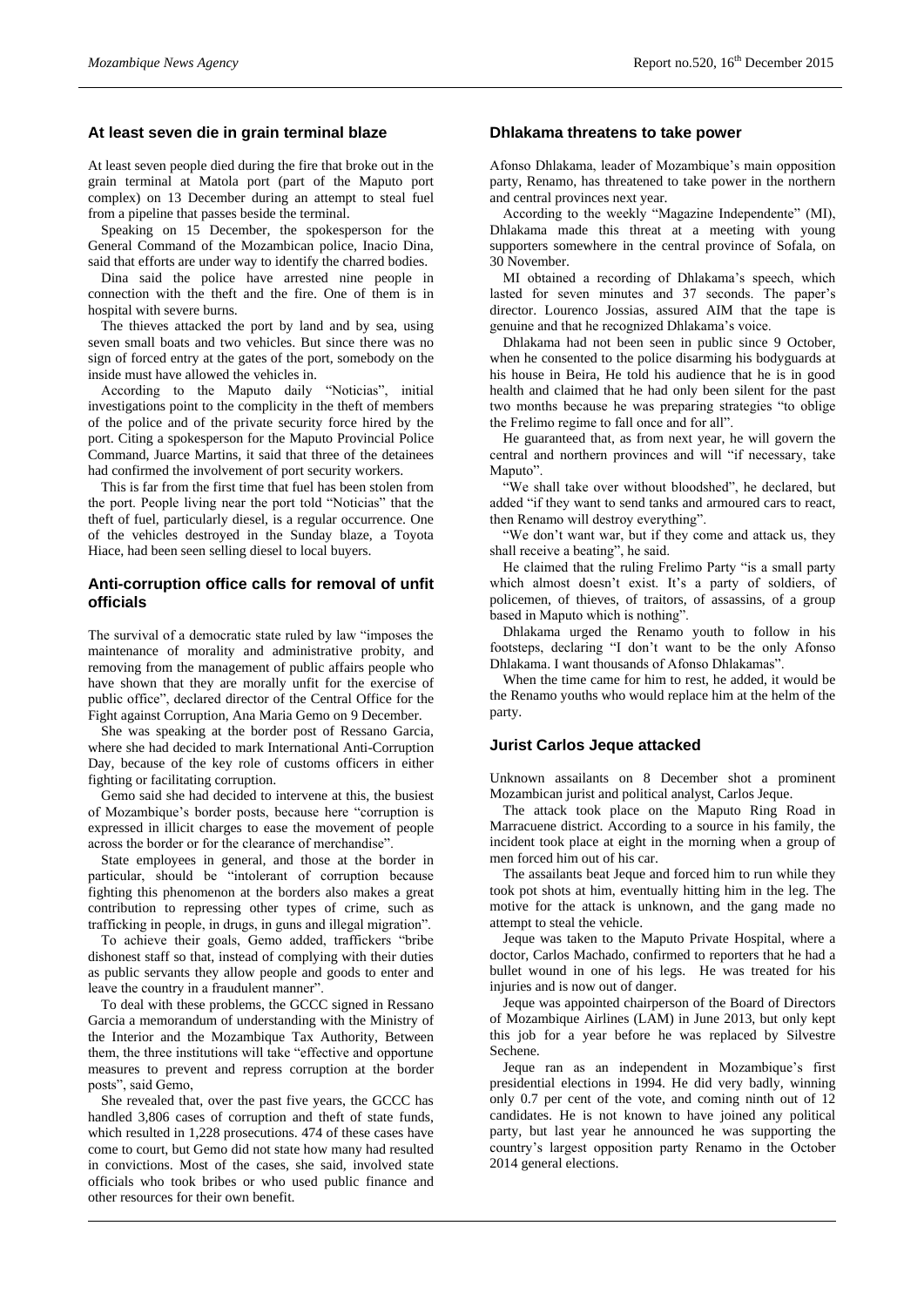## At least seven die in grain terminal blaze

At least seven people died during the fire that broke out in the grain terminal at Matola port (part of the Maputo port complex) on 13 December during an attempt to steal fuel from a pipeline that passes beside the terminal.

Speaking on 15 December, the spokesperson for the General Command of the Mozambican police, Inacio Dina, said that efforts are under way to identify the charred bodies.

Dina said the police have arrested nine people in connection with the theft and the fire. One of them is in hospital with severe burns.

The thieves attacked the port by land and by sea, using seven small boats and two vehicles. But since there was no sign of forced entry at the gates of the port, somebody on the inside must have allowed the vehicles in.

According to the Maputo daily "Noticias", initial investigations point to the complicity in the theft of members of the police and of the private security force hired by the port. Citing a spokesperson for the Maputo Provincial Police Command, Juarce Martins, it said that three of the detainees had confirmed the involvement of port security workers.

This is far from the first time that fuel has been stolen from the port. People living near the port told "Noticias" that the theft of fuel, particularly diesel, is a regular occurrence. One of the vehicles destroyed in the Sunday blaze, a Toyota Hiace, had been seen selling diesel to local buyers.

## Anti-corruption office calls for removal of unfit officials

The survival of a democratic state ruled by law "imposes the maintenance of morality and administrative probity, and removing from the management of public affairs people who have shown that they are morally unfit for the exercise of public office", declared director of the Central Office for the Fight against Corruption, Ana Maria Gemo on 9 December.

She was speaking at the border post of Ressano Garcia, where she had decided to mark International Anti-Corruption Day, because of the key role of customs officers in either fighting or facilitating corruption.

Gemo said she had decided to intervene at this, the busiest of Mozambique's border posts, because here "corruption is expressed in illicit charges to ease the movement of people across the border or for the clearance of merchandise".

State employees in general, and those at the border in particular, should be "intolerant of corruption because fighting this phenomenon at the borders also makes a great contribution to repressing other types of crime, such as trafficking in people, in drugs, in guns and illegal migration".

To achieve their goals, Gemo added, traffickers "bribe dishonest staff so that, instead of complying with their duties as public servants they allow people and goods to enter and leave the country in a fraudulent manner".

To deal with these problems, the GCCC signed in Ressano Garcia a memorandum of understanding with the Ministry of the Interior and the Mozambique Tax Authority, Between them, the three institutions will take "effective and opportune measures to prevent and repress corruption at the border posts", said Gemo,

She revealed that, over the past five years, the GCCC has handled 3,806 cases of corruption and theft of state funds, which resulted in 1,228 prosecutions. 474 of these cases have come to court, but Gemo did not state how many had resulted in convictions. Most of the cases, she said, involved state officials who took bribes or who used public finance and other resources for their own benefit.

## Dhlakama threatens to take power

Afonso Dhlakama, leader of Mozambique's main opposition party, Renamo, has threatened to take power in the northern and central provinces next year.

According to the weekly "Magazine Independente" (MI), Dhlakama made this threat at a meeting with young supporters somewhere in the central province of Sofala, on 30 November.

MI obtained a recording of Dhlakama's speech, which lasted for seven minutes and 37 seconds. The paper's director. Lourenco Jossias, assured AIM that the tape is genuine and that he recognized Dhlakama's voice.

Dhlakama had not been seen in public since 9 October, when he consented to the police disarming his bodyguards at his house in Beira, He told his audience that he is in good health and claimed that he had only been silent for the past two months because he was preparing strategies "to oblige the Frelimo regime to fall once and for all".

He guaranteed that, as from next year, he will govern the central and northern provinces and will "if necessary, take Maputo".

"We shall take over without bloodshed", he declared, but added "if they want to send tanks and armoured cars to react, then Renamo will destroy everything".

"We don't want war, but if they come and attack us, they shall receive a beating", he said.

He claimed that the ruling Frelimo Party "is a small party which almost doesn't exist. It's a party of soldiers, of policemen, of thieves, of traitors, of assassins, of a group based in Maputo which is nothing".

Dhlakama urged the Renamo youth to follow in his footsteps, declaring "I don't want to be the only Afonso Dhlakama. I want thousands of Afonso Dhlakamas".

When the time came for him to rest, he added, it would be the Renamo youths who would replace him at the helm of the party.

## Jurist Carlos Jeque attacked

Unknown assailants on 8 December shot a prominent Mozambican jurist and political analyst, Carlos Jeque.

The attack took place on the Maputo Ring Road in Marracuene district. According to a source in his family, the incident took place at eight in the morning when a group of men forced him out of his car.

The assailants beat Jeque and forced him to run while they took pot shots at him, eventually hitting him in the leg. The motive for the attack is unknown, and the gang made no attempt to steal the vehicle.

Jeque was taken to the Maputo Private Hospital, where a doctor, Carlos Machado, confirmed to reporters that he had a bullet wound in one of his legs. He was treated for his injuries and is now out of danger.

Jeque was appointed chairperson of the Board of Directors of Mozambique Airlines (LAM) in June 2013, but only kept this job for a year before he was replaced by Silvestre Sechene.

Jeque ran as an independent in Mozambique's first presidential elections in 1994. He did very badly, winning only 0.7 per cent of the vote, and coming ninth out of 12 candidates. He is not known to have joined any political party, but last year he announced he was supporting the country's largest opposition party Renamo in the October 2014 general elections.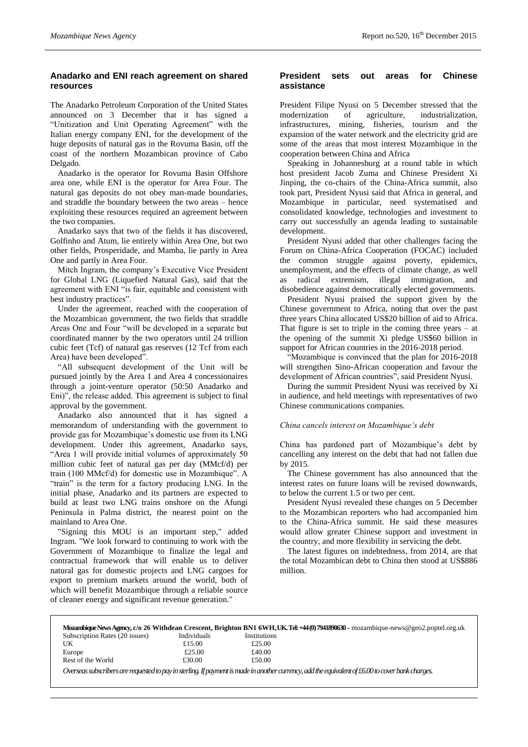## Anadarko and ENI reach agreement on shared resources

The Anadarko Petroleum Corporation of the United States announced on 3 December that it has signed a "Unitization and Unit Operating Agreement" with the Italian energy company ENI, for the development of the huge deposits of natural gas in the Rovuma Basin, off the coast of the northern Mozambican province of Cabo Delgado.

Anadarko is the operator for Rovuma Basin Offshore area one, while ENI is the operator for Area Four. The natural gas deposits do not obey man-made boundaries, and straddle the boundary between the two areas – hence exploiting these resources required an agreement between the two companies.

Anadarko says that two of the fields it has discovered, Golfinho and Atum, lie entirely within Area One, but two other fields, Prosperidade, and Mamba, lie partly in Area One and partly in Area Four.

Mitch Ingram, the company's Executive Vice President for Global LNG (Liquefied Natural Gas), said that the agreement with ENI "is fair, equitable and consistent with best industry practices".

Under the agreement, reached with the cooperation of the Mozambican government, the two fields that straddle Areas One and Four "will be developed in a separate but coordinated manner by the two operators until 24 trillion cubic feet (Tcf) of natural gas reserves (12 Tcf from each Area) have been developed".

"All subsequent development of the Unit will be pursued jointly by the Area 1 and Area 4 concessionaires through a joint-venture operator (50:50 Anadarko and Eni)", the release added. This agreement is subject to final approval by the government.

Anadarko also announced that it has signed a memorandum of understanding with the government to provide gas for Mozambique's domestic use from its LNG development. Under this agreement, Anadarko says, "Area 1 will provide initial volumes of approximately 50 million cubic feet of natural gas per day (MMcf/d) per train (100 MMcf/d) for domestic use in Mozambique". A "train" is the term for a factory producing LNG. In the initial phase, Anadarko and its partners are expected to build at least two LNG trains onshore on the Afungi Peninsula in Palma district, the nearest point on the mainland to Area One.

"Signing this MOU is an important step," added Ingram. "We look forward to continuing to work with the Government of Mozambique to finalize the legal and contractual framework that will enable us to deliver natural gas for domestic projects and LNG cargoes for export to premium markets around the world, both of which will benefit Mozambique through a reliable source of cleaner energy and significant revenue generation."

## President sets out areas for Chinese assistance

President Filipe Nyusi on 5 December stressed that the modernization of agriculture, industrialization, infrastructures, mining, fisheries, tourism and the expansion of the water network and the electricity grid are some of the areas that most interest Mozambique in the cooperation between China and Africa

Speaking in Johannesburg at a round table in which host president Jacob Zuma and Chinese President Xi Jinping, the co-chairs of the China-Africa summit, also took part, President Nyusi said that Africa in general, and Mozambique in particular, need systematised and consolidated knowledge, technologies and investment to carry out successfully an agenda leading to sustainable development.

President Nyusi added that other challenges facing the Forum on China-Africa Cooperation (FOCAC) included the common struggle against poverty, epidemics, unemployment, and the effects of climate change, as well as radical extremism, illegal immigration, and disobedience against democratically elected governments.

President Nyusi praised the support given by the Chinese government to Africa, noting that over the past three years China allocated US$20 billion of aid to Africa. That figure is set to triple in the coming three years – at the opening of the summit Xi pledge US$60 billion in support for African countries in the 2016-2018 period.

"Mozambique is convinced that the plan for 2016-2018 will strengthen Sino-African cooperation and favour the development of African countries", said President Nyusi.

During the summit President Nyusi was received by Xi in audience, and held meetings with representatives of two Chinese communications companies.

### *China cancels interest on Mozambique's debt*

China has pardoned part of Mozambique's debt by cancelling any interest on the debt that had not fallen due by 2015.

The Chinese government has also announced that the interest rates on future loans will be revised downwards, to below the current 1.5 or two per cent.

President Nyusi revealed these changes on 5 December to the Mozambican reporters who had accompanied him to the China-Africa summit. He said these measures would allow greater Chinese support and investment in the country, and more flexibility in servicing the debt.

The latest figures on indebtedness, from 2014, are that the total Mozambican debt to China then stood at US$886 million.

---

**Mozambique News Agency, c/o 26 Withdean Crescent, Brighton BN1 6WH, UK. Tel: +44 (0) 7941890630** - mozambique-news@geo2.poptel.org.uk

| Subscription Rates (20 issues) | Individuals | Institutions |
|---|---|---|
| UK | £15.00 | £25.00 |
| Europe | £25.00 | £40.00 |
| Rest of the World | £30.00 | £50.00 |

*Overseas subscribers are requested to pay in sterling. If payment is made in another currency, add the equivalent of £6.00 to cover bank charges.*